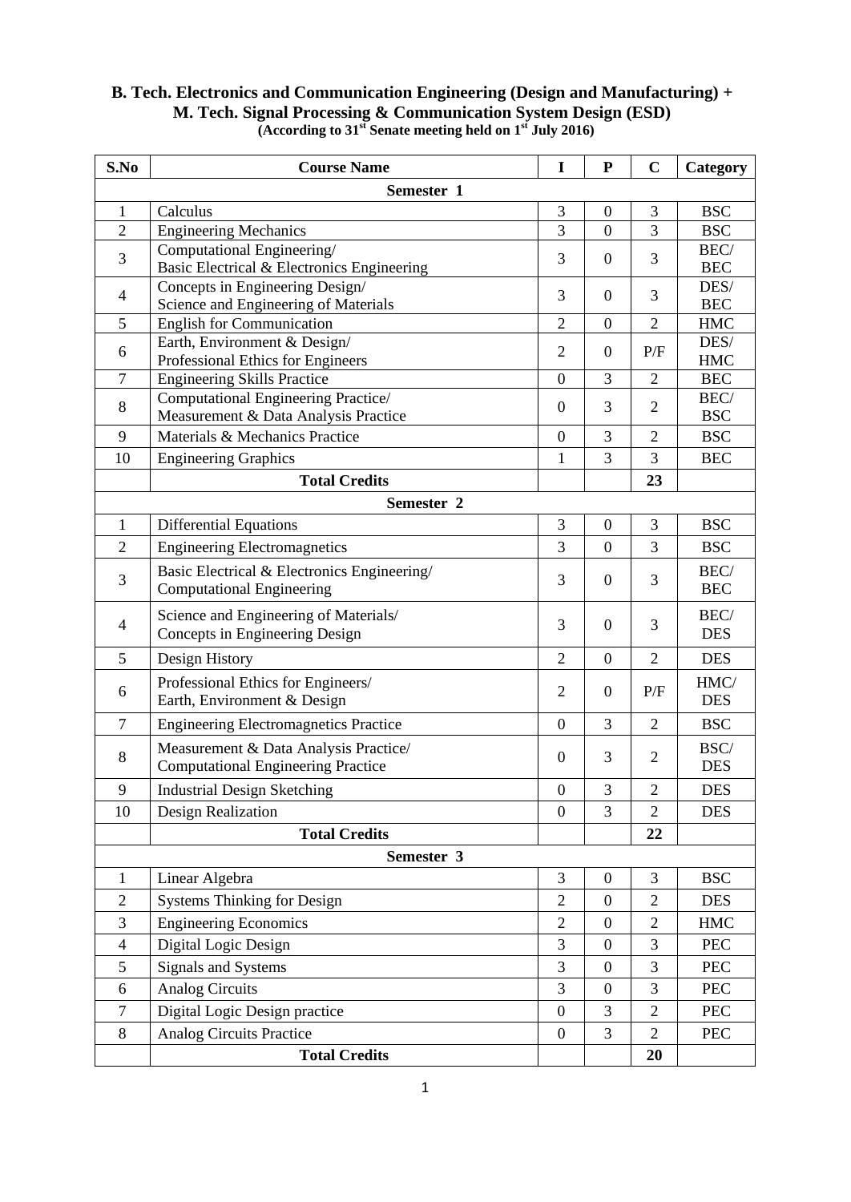**B. Tech. Electronics and Communication Engineering (Design and Manufacturing) + M. Tech. Signal Processing & Communication System Design (ESD)**
**(According to 31st Senate meeting held on 1st July 2016)**

| S.No | Course Name | I | P | C | Category |
|---|---|---|---|---|---|
| **Semester 1** | | | | | |
| 1 | Calculus | 3 | 0 | 3 | BSC |
| 2 | Engineering Mechanics | 3 | 0 | 3 | BSC |
| 3 | Computational Engineering/ Basic Electrical & Electronics Engineering | 3 | 0 | 3 | BEC/ BEC |
| 4 | Concepts in Engineering Design/ Science and Engineering of Materials | 3 | 0 | 3 | DES/ BEC |
| 5 | English for Communication | 2 | 0 | 2 | HMC |
| 6 | Earth, Environment & Design/ Professional Ethics for Engineers | 2 | 0 | P/F | DES/ HMC |
| 7 | Engineering Skills Practice | 0 | 3 | 2 | BEC |
| 8 | Computational Engineering Practice/ Measurement & Data Analysis Practice | 0 | 3 | 2 | BEC/ BSC |
| 9 | Materials & Mechanics Practice | 0 | 3 | 2 | BSC |
| 10 | Engineering Graphics | 1 | 3 | 3 | BEC |
| | **Total Credits** | | | **23** | |
| **Semester 2** | | | | | |
| 1 | Differential Equations | 3 | 0 | 3 | BSC |
| 2 | Engineering Electromagnetics | 3 | 0 | 3 | BSC |
| 3 | Basic Electrical & Electronics Engineering/ Computational Engineering | 3 | 0 | 3 | BEC/ BEC |
| 4 | Science and Engineering of Materials/ Concepts in Engineering Design | 3 | 0 | 3 | BEC/ DES |
| 5 | Design History | 2 | 0 | 2 | DES |
| 6 | Professional Ethics for Engineers/ Earth, Environment & Design | 2 | 0 | P/F | HMC/ DES |
| 7 | Engineering Electromagnetics Practice | 0 | 3 | 2 | BSC |
| 8 | Measurement & Data Analysis Practice/ Computational Engineering Practice | 0 | 3 | 2 | BSC/ DES |
| 9 | Industrial Design Sketching | 0 | 3 | 2 | DES |
| 10 | Design Realization | 0 | 3 | 2 | DES |
| | **Total Credits** | | | **22** | |
| **Semester 3** | | | | | |
| 1 | Linear Algebra | 3 | 0 | 3 | BSC |
| 2 | Systems Thinking for Design | 2 | 0 | 2 | DES |
| 3 | Engineering Economics | 2 | 0 | 2 | HMC |
| 4 | Digital Logic Design | 3 | 0 | 3 | PEC |
| 5 | Signals and Systems | 3 | 0 | 3 | PEC |
| 6 | Analog Circuits | 3 | 0 | 3 | PEC |
| 7 | Digital Logic Design practice | 0 | 3 | 2 | PEC |
| 8 | Analog Circuits Practice | 0 | 3 | 2 | PEC |
| | **Total Credits** | | | **20** | |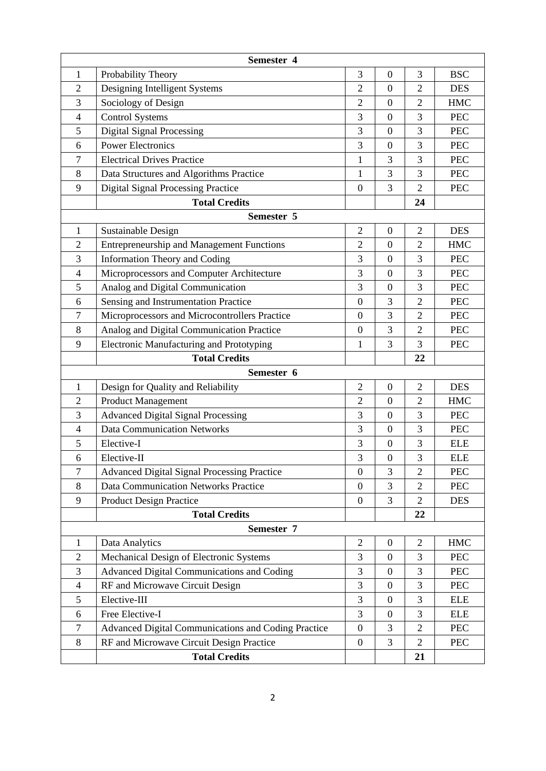| | | | | | |
|---|---|---|---|---|---|
| **Semester 4** | | | | | |
| 1 | Probability Theory | 3 | 0 | 3 | BSC |
| 2 | Designing Intelligent Systems | 2 | 0 | 2 | DES |
| 3 | Sociology of Design | 2 | 0 | 2 | HMC |
| 4 | Control Systems | 3 | 0 | 3 | PEC |
| 5 | Digital Signal Processing | 3 | 0 | 3 | PEC |
| 6 | Power Electronics | 3 | 0 | 3 | PEC |
| 7 | Electrical Drives Practice | 1 | 3 | 3 | PEC |
| 8 | Data Structures and Algorithms Practice | 1 | 3 | 3 | PEC |
| 9 | Digital Signal Processing Practice | 0 | 3 | 2 | PEC |
| | **Total Credits** | | | **24** | |
| **Semester 5** | | | | | |
| 1 | Sustainable Design | 2 | 0 | 2 | DES |
| 2 | Entrepreneurship and Management Functions | 2 | 0 | 2 | HMC |
| 3 | Information Theory and Coding | 3 | 0 | 3 | PEC |
| 4 | Microprocessors and Computer Architecture | 3 | 0 | 3 | PEC |
| 5 | Analog and Digital Communication | 3 | 0 | 3 | PEC |
| 6 | Sensing and Instrumentation Practice | 0 | 3 | 2 | PEC |
| 7 | Microprocessors and Microcontrollers Practice | 0 | 3 | 2 | PEC |
| 8 | Analog and Digital Communication Practice | 0 | 3 | 2 | PEC |
| 9 | Electronic Manufacturing and Prototyping | 1 | 3 | 3 | PEC |
| | **Total Credits** | | | **22** | |
| **Semester 6** | | | | | |
| 1 | Design for Quality and Reliability | 2 | 0 | 2 | DES |
| 2 | Product Management | 2 | 0 | 2 | HMC |
| 3 | Advanced Digital Signal Processing | 3 | 0 | 3 | PEC |
| 4 | Data Communication Networks | 3 | 0 | 3 | PEC |
| 5 | Elective-I | 3 | 0 | 3 | ELE |
| 6 | Elective-II | 3 | 0 | 3 | ELE |
| 7 | Advanced Digital Signal Processing Practice | 0 | 3 | 2 | PEC |
| 8 | Data Communication Networks Practice | 0 | 3 | 2 | PEC |
| 9 | Product Design Practice | 0 | 3 | 2 | DES |
| | **Total Credits** | | | **22** | |
| **Semester 7** | | | | | |
| 1 | Data Analytics | 2 | 0 | 2 | HMC |
| 2 | Mechanical Design of Electronic Systems | 3 | 0 | 3 | PEC |
| 3 | Advanced Digital Communications and Coding | 3 | 0 | 3 | PEC |
| 4 | RF and Microwave Circuit Design | 3 | 0 | 3 | PEC |
| 5 | Elective-III | 3 | 0 | 3 | ELE |
| 6 | Free Elective-I | 3 | 0 | 3 | ELE |
| 7 | Advanced Digital Communications and Coding Practice | 0 | 3 | 2 | PEC |
| 8 | RF and Microwave Circuit Design Practice | 0 | 3 | 2 | PEC |
| | **Total Credits** | | | **21** | |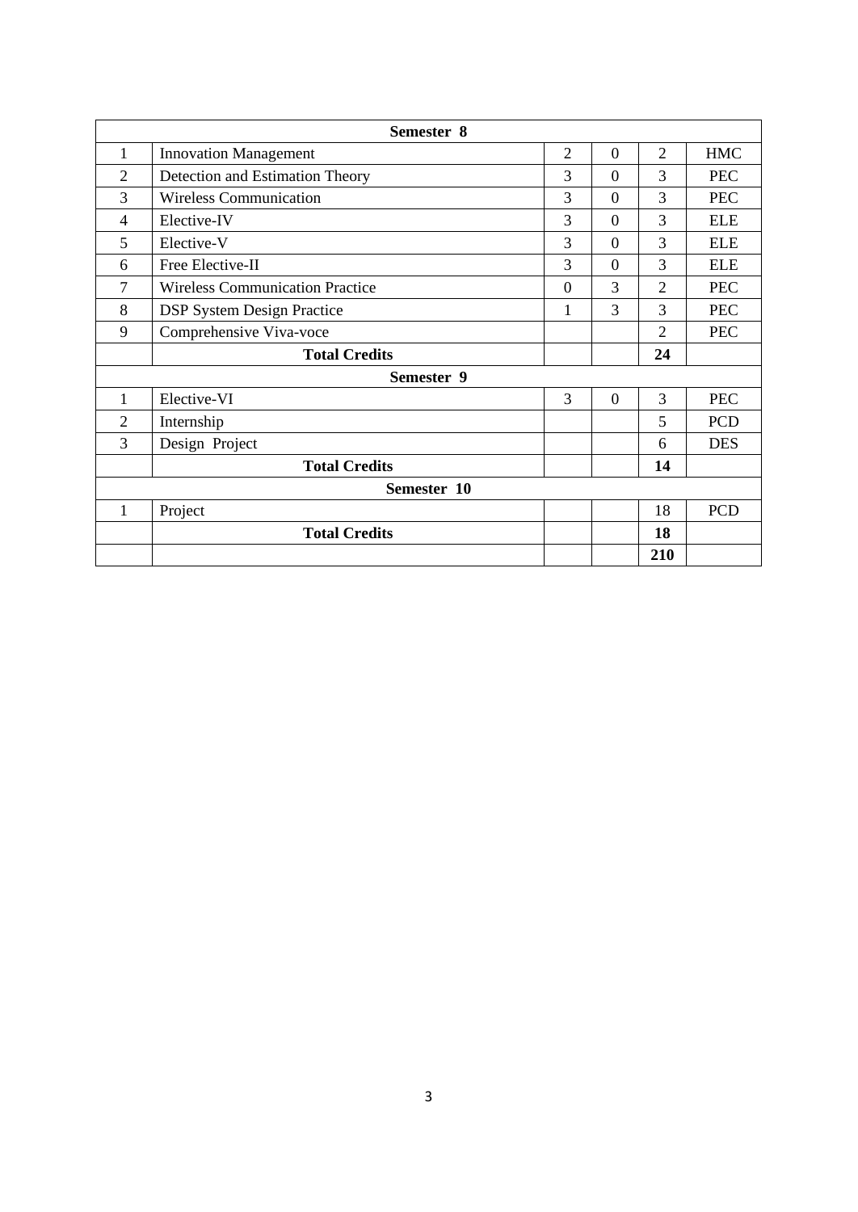| | | | | | |
|---|---|---|---|---|---|
| **Semester 8** | | | | | |
| 1 | Innovation Management | 2 | 0 | 2 | HMC |
| 2 | Detection and Estimation Theory | 3 | 0 | 3 | PEC |
| 3 | Wireless Communication | 3 | 0 | 3 | PEC |
| 4 | Elective-IV | 3 | 0 | 3 | ELE |
| 5 | Elective-V | 3 | 0 | 3 | ELE |
| 6 | Free Elective-II | 3 | 0 | 3 | ELE |
| 7 | Wireless Communication Practice | 0 | 3 | 2 | PEC |
| 8 | DSP System Design Practice | 1 | 3 | 3 | PEC |
| 9 | Comprehensive Viva-voce | | | 2 | PEC |
| | **Total Credits** | | | **24** | |
| **Semester 9** | | | | | |
| 1 | Elective-VI | 3 | 0 | 3 | PEC |
| 2 | Internship | | | 5 | PCD |
| 3 | Design Project | | | 6 | DES |
| | **Total Credits** | | | **14** | |
| **Semester 10** | | | | | |
| 1 | Project | | | 18 | PCD |
| | **Total Credits** | | | **18** | |
| | | | | **210** | |